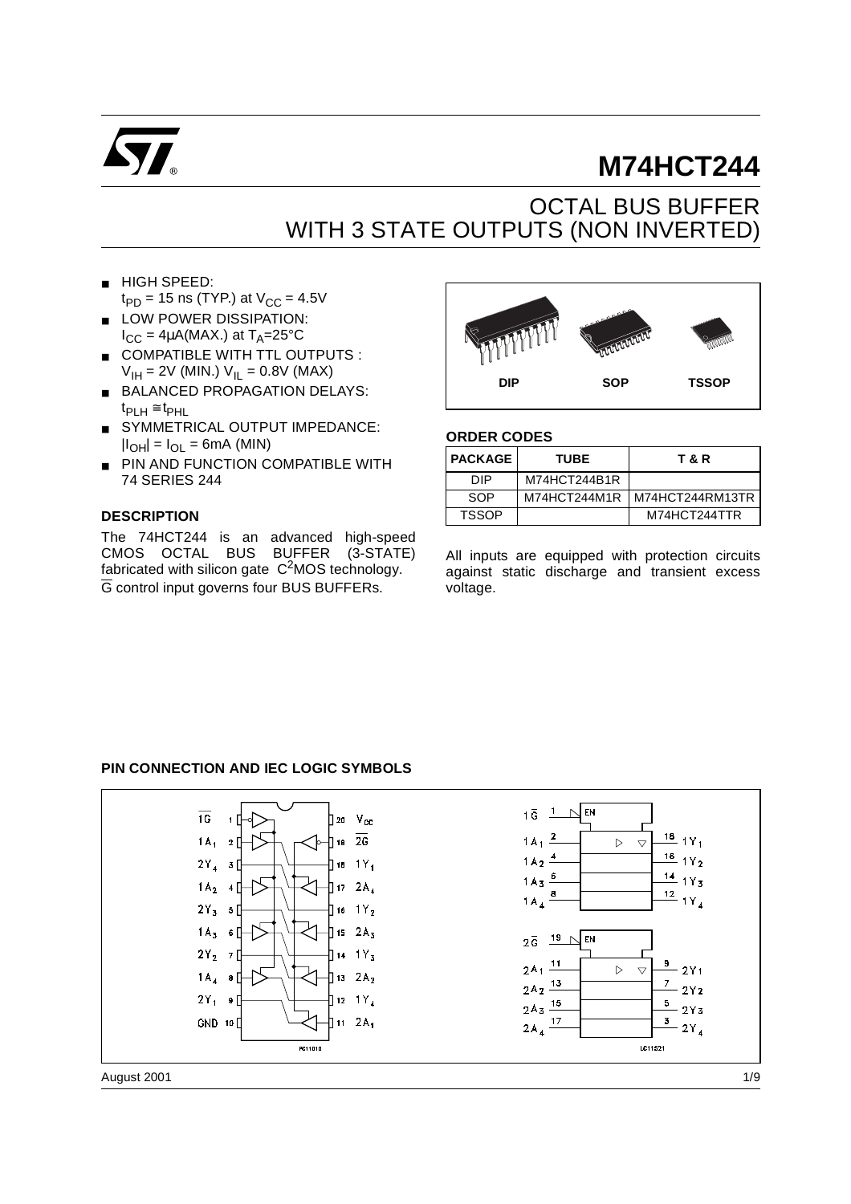# M74HCT244

## OCTAL BUS BUFFER WITH 3 STATE OUTPUTS (NON INVERTED)

- HIGH SPEED: $t_{PD}$ = 15 ns (TYP.) at $V_{CC}$ = 4.5V
- LOW POWER DISSIPATION: $I_{CC}$ = 4μA(MAX.) at $T_A$=25°C
- COMPATIBLE WITH TTL OUTPUTS : $V_{IH}$ = 2V (MIN.) $V_{IL}$ = 0.8V (MAX)
- BALANCED PROPAGATION DELAYS: $t_{PLH} \cong t_{PHL}$
- SYMMETRICAL OUTPUT IMPEDANCE: $|I_{OH}| = I_{OL}$ = 6mA (MIN)
- PIN AND FUNCTION COMPATIBLE WITH 74 SERIES 244

DIP SOP TSSOP

### ORDER CODES

| PACKAGE | TUBE | T & R |
|---|---|---|
| DIP | M74HCT244B1R | |
| SOP | M74HCT244M1R | M74HCT244RM13TR |
| TSSOP | | M74HCT244TTR |

### DESCRIPTION

The 74HCT244 is an advanced high-speed CMOS OCTAL BUS BUFFER (3-STATE) fabricated with silicon gate $C^2MOS$ technology.
$\overline{G}$ control input governs four BUS BUFFERs.

All inputs are equipped with protection circuits against static discharge and transient excess voltage.

### PIN CONNECTION AND IEC LOGIC SYMBOLS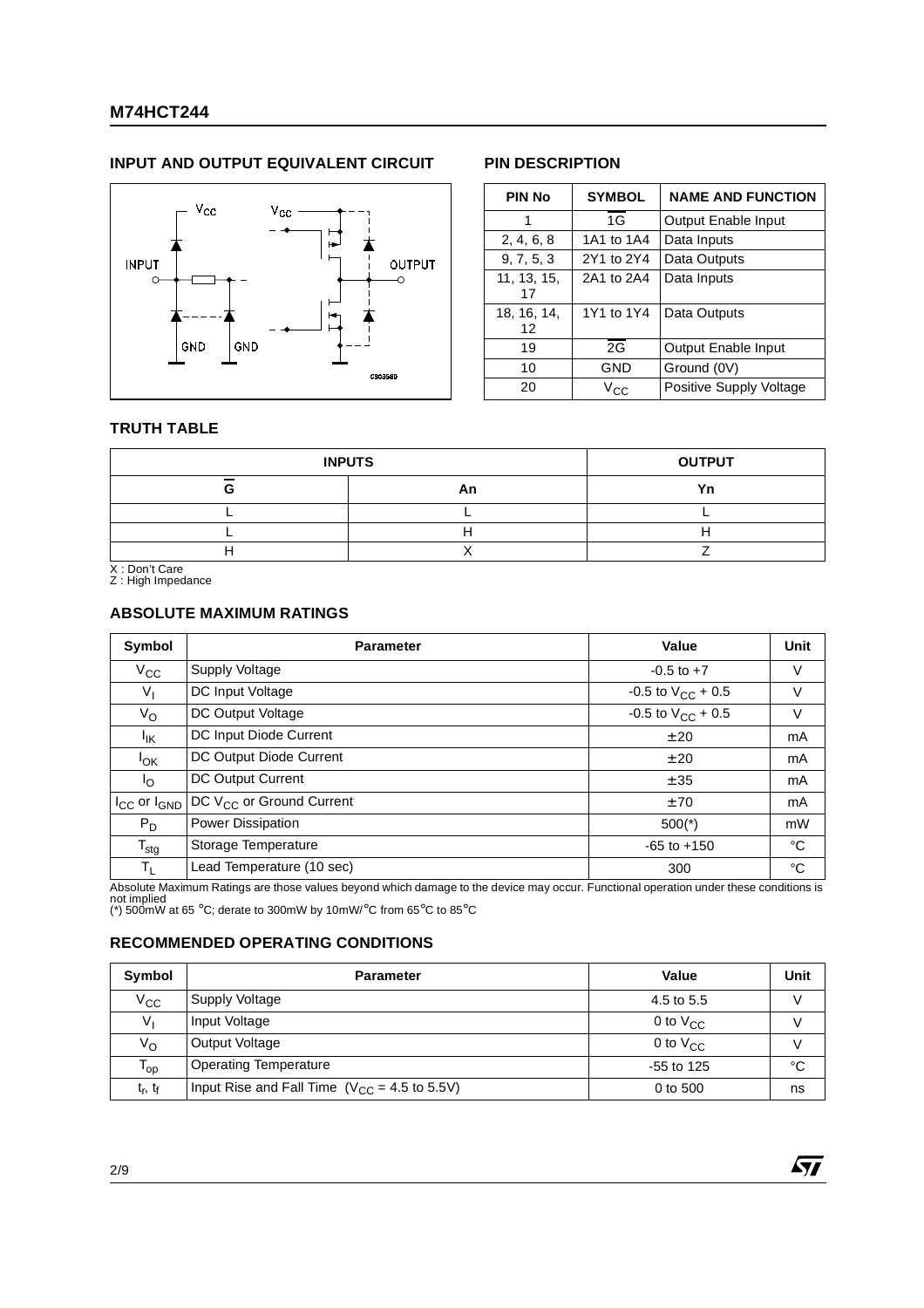## INPUT AND OUTPUT EQUIVALENT CIRCUIT

## PIN DESCRIPTION

| PIN No | SYMBOL | NAME AND FUNCTION |
|---|---|---|
| 1 | $\overline{1G}$ | Output Enable Input |
| 2, 4, 6, 8 | 1A1 to 1A4 | Data Inputs |
| 9, 7, 5, 3 | 2Y1 to 2Y4 | Data Outputs |
| 11, 13, 15, 17 | 2A1 to 2A4 | Data Inputs |
| 18, 16, 14, 12 | 1Y1 to 1Y4 | Data Outputs |
| 19 | $\overline{2G}$ | Output Enable Input |
| 10 | GND | Ground (0V) |
| 20 | $V_{CC}$ | Positive Supply Voltage |

## TRUTH TABLE

| INPUTS | | OUTPUT |
|---|---|---|
| $\overline{G}$ | An | Yn |
| L | L | L |
| L | H | H |
| H | X | Z |

X : Don't Care
Z : High Impedance

## ABSOLUTE MAXIMUM RATINGS

| Symbol | Parameter | Value | Unit |
|---|---|---|---|
| $V_{CC}$ | Supply Voltage | -0.5 to +7 | V |
| $V_I$ | DC Input Voltage | -0.5 to $V_{CC}$ + 0.5 | V |
| $V_O$ | DC Output Voltage | -0.5 to $V_{CC}$ + 0.5 | V |
| $I_{IK}$ | DC Input Diode Current | ± 20 | mA |
| $I_{OK}$ | DC Output Diode Current | ± 20 | mA |
| $I_O$ | DC Output Current | ± 35 | mA |
| $I_{CC}$ or $I_{GND}$ | DC $V_{CC}$ or Ground Current | ± 70 | mA |
| $P_D$ | Power Dissipation | 500(*) | mW |
| $T_{stg}$ | Storage Temperature | -65 to +150 | °C |
| $T_L$ | Lead Temperature (10 sec) | 300 | °C |

Absolute Maximum Ratings are those values beyond which damage to the device may occur. Functional operation under these conditions is not implied
(*) 500mW at 65 °C; derate to 300mW by 10mW/°C from 65°C to 85°C

## RECOMMENDED OPERATING CONDITIONS

| Symbol | Parameter | Value | Unit |
|---|---|---|---|
| $V_{CC}$ | Supply Voltage | 4.5 to 5.5 | V |
| $V_I$ | Input Voltage | 0 to $V_{CC}$ | V |
| $V_O$ | Output Voltage | 0 to $V_{CC}$ | V |
| $T_{op}$ | Operating Temperature | -55 to 125 | °C |
| $t_r$, $t_f$ | Input Rise and Fall Time ($V_{CC}$ = 4.5 to 5.5V) | 0 to 500 | ns |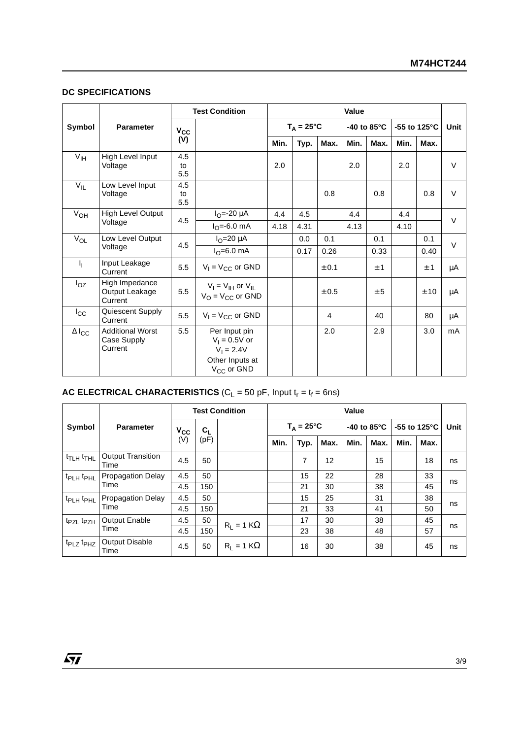## DC SPECIFICATIONS

| Symbol | Parameter | Test Condition | | Value | | | | | | | Unit |
|---|---|---|---|---|---|---|---|---|---|---|---|
| | | $V_{CC}$ (V) | | $T_A = 25°C$ | | | -40 to 85°C | | -55 to 125°C | | |
| | | | | Min. | Typ. | Max. | Min. | Max. | Min. | Max. | |
| $V_{IH}$ | High Level Input Voltage | 4.5 to 5.5 | | 2.0 | | | 2.0 | | 2.0 | | V |
| $V_{IL}$ | Low Level Input Voltage | 4.5 to 5.5 | | | | 0.8 | | 0.8 | | 0.8 | V |
| $V_{OH}$ | High Level Output Voltage | 4.5 | $I_O$=-20 µA | 4.4 | 4.5 | | 4.4 | | 4.4 | | V |
| | | | $I_O$=-6.0 mA | 4.18 | 4.31 | | 4.13 | | 4.10 | | |
| $V_{OL}$ | Low Level Output Voltage | 4.5 | $I_O$=20 µA | | 0.0 | 0.1 | | 0.1 | | 0.1 | V |
| | | | $I_O$=6.0 mA | | 0.17 | 0.26 | | 0.33 | | 0.40 | |
| $I_I$ | Input Leakage Current | 5.5 | $V_I = V_{CC}$ or GND | | | ±0.1 | | ±1 | | ±1 | µA |
| $I_{OZ}$ | High Impedance Output Leakage Current | 5.5 | $V_I = V_{IH}$ or $V_{IL}$ $V_O = V_{CC}$ or GND | | | ±0.5 | | ±5 | | ±10 | µA |
| $I_{CC}$ | Quiescent Supply Current | 5.5 | $V_I = V_{CC}$ or GND | | | 4 | | 40 | | 80 | µA |
| $\Delta I_{CC}$ | Additional Worst Case Supply Current | 5.5 | Per Input pin $V_I = 0.5V$ or $V_I = 2.4V$ Other Inputs at $V_{CC}$ or GND | | | 2.0 | | 2.9 | | 3.0 | mA |

## AC ELECTRICAL CHARACTERISTICS ($C_L$ = 50 pF, Input $t_r = t_f$ = 6ns)

| Symbol | Parameter | Test Condition | | | Value | | | | | | | Unit |
|---|---|---|---|---|---|---|---|---|---|---|---|---|
| | | $V_{CC}$ (V) | $C_L$ (pF) | | $T_A = 25°C$ | | | -40 to 85°C | | -55 to 125°C | | |
| | | | | | Min. | Typ. | Max. | Min. | Max. | Min. | Max. | |
| $t_{TLH}$ $t_{THL}$ | Output Transition Time | 4.5 | 50 | | | 7 | 12 | | 15 | | 18 | ns |
| $t_{PLH}$ $t_{PHL}$ | Propagation Delay Time | 4.5 | 50 | | | 15 | 22 | | 28 | | 33 | ns |
| | | 4.5 | 150 | | | 21 | 30 | | 38 | | 45 | |
| $t_{PLH}$ $t_{PHL}$ | Propagation Delay Time | 4.5 | 50 | | | 15 | 25 | | 31 | | 38 | ns |
| | | 4.5 | 150 | | | 21 | 33 | | 41 | | 50 | |
| $t_{PZL}$ $t_{PZH}$ | Output Enable Time | 4.5 | 50 | $R_L = 1\ K\Omega$ | | 17 | 30 | | 38 | | 45 | ns |
| | | 4.5 | 150 | | | 23 | 38 | | 48 | | 57 | |
| $t_{PLZ}$ $t_{PHZ}$ | Output Disable Time | 4.5 | 50 | $R_L = 1\ K\Omega$ | | 16 | 30 | | 38 | | 45 | ns |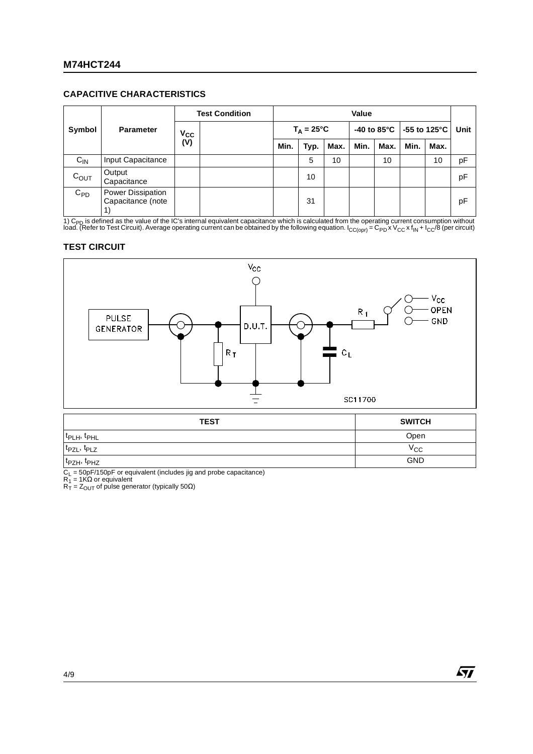## CAPACITIVE CHARACTERISTICS

| Symbol | Parameter | Test Condition | | Value | | | | | | | Unit |
|---|---|---|---|---|---|---|---|---|---|---|---|
| | | $V_{CC}$ (V) | | $T_A = 25°C$ | | | -40 to 85°C | | -55 to 125°C | | |
| | | | | Min. | Typ. | Max. | Min. | Max. | Min. | Max. | |
| $C_{IN}$ | Input Capacitance | | | | 5 | 10 | | 10 | | 10 | pF |
| $C_{OUT}$ | Output Capacitance | | | | 10 | | | | | | pF |
| $C_{PD}$ | Power Dissipation Capacitance (note 1) | | | | 31 | | | | | | pF |

1) $C_{PD}$ is defined as the value of the IC's internal equivalent capacitance which is calculated from the operating current consumption without load. (Refer to Test Circuit). Average operating current can be obtained by the following equation. $I_{CC(opr)} = C_{PD} \times V_{CC} \times f_{IN} + I_{CC}/8$ (per circuit)

## TEST CIRCUIT

| TEST | SWITCH |
|---|---|
| $t_{PLH}$, $t_{PHL}$ | Open |
| $t_{PZL}$, $t_{PLZ}$ | $V_{CC}$ |
| $t_{PZH}$, $t_{PHZ}$ | GND |

$C_L$ = 50pF/150pF or equivalent (includes jig and probe capacitance)
$R_1$ = 1KΩ or equivalent
$R_T$ = $Z_{OUT}$ of pulse generator (typically 50Ω)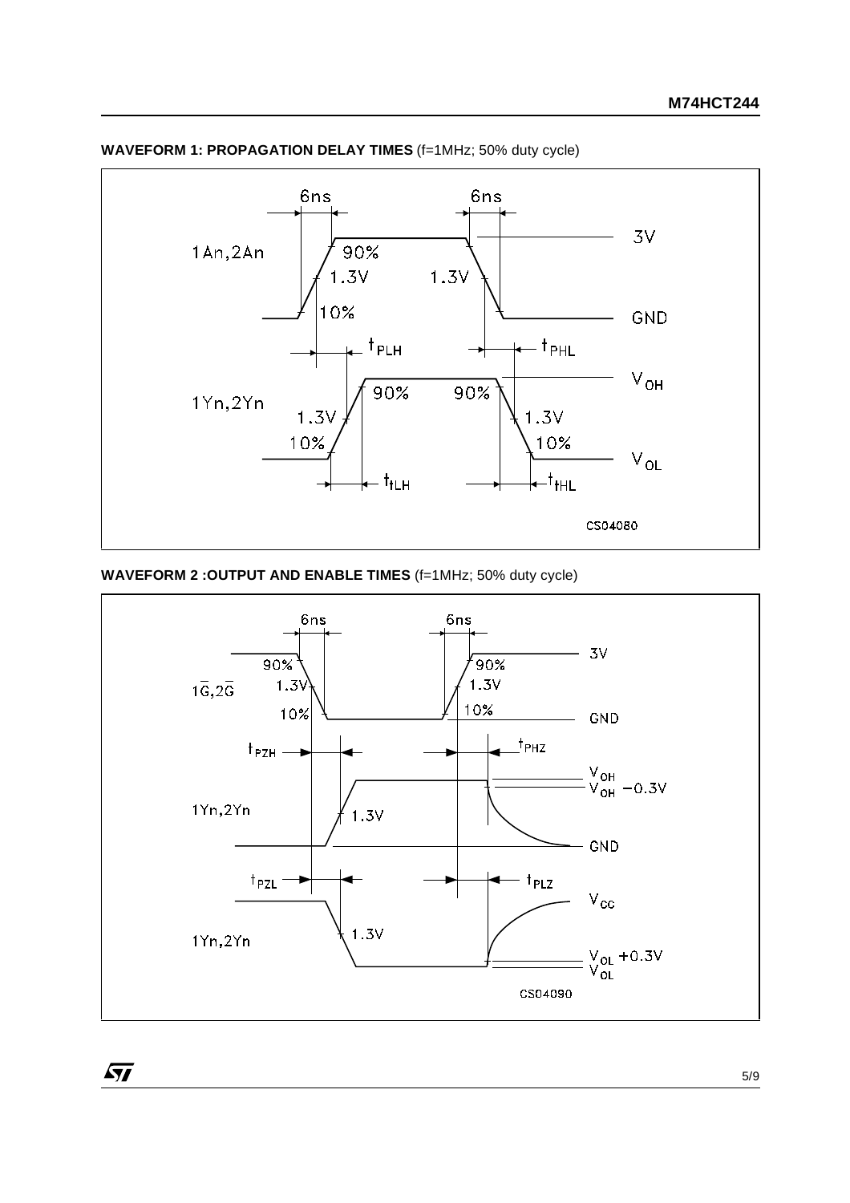**WAVEFORM 1: PROPAGATION DELAY TIMES** (f=1MHz; 50% duty cycle)

**WAVEFORM 2 :OUTPUT AND ENABLE TIMES** (f=1MHz; 50% duty cycle)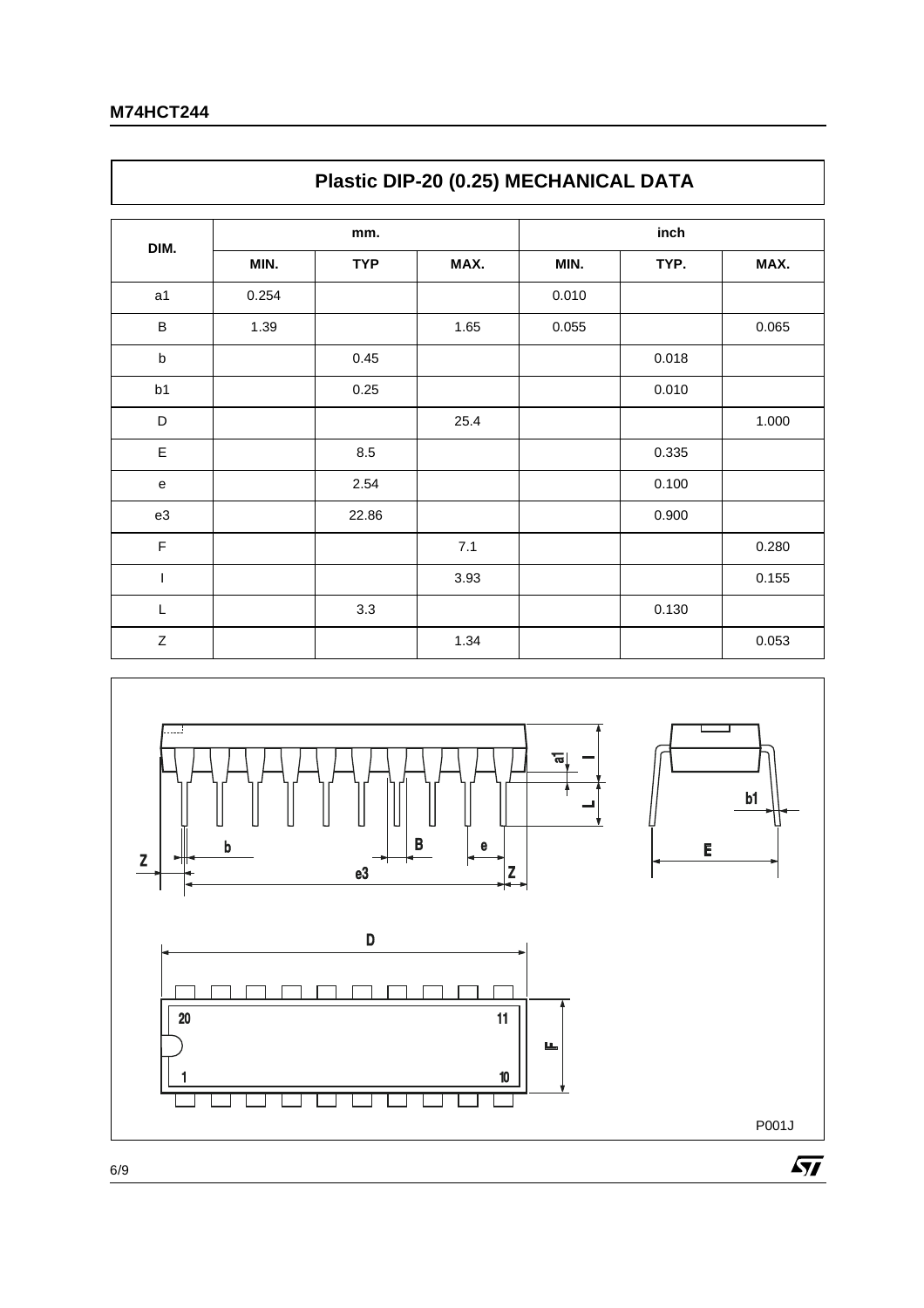## Plastic DIP-20 (0.25) MECHANICAL DATA

| DIM. | mm. | | | inch | | |
|---|---|---|---|---|---|---|
| | MIN. | TYP | MAX. | MIN. | TYP. | MAX. |
| a1 | 0.254 | | | 0.010 | | |
| B | 1.39 | | 1.65 | 0.055 | | 0.065 |
| b | | 0.45 | | | 0.018 | |
| b1 | | 0.25 | | | 0.010 | |
| D | | | 25.4 | | | 1.000 |
| E | | 8.5 | | | 0.335 | |
| e | | 2.54 | | | 0.100 | |
| e3 | | 22.86 | | | 0.900 | |
| F | | | 7.1 | | | 0.280 |
| I | | | 3.93 | | | 0.155 |
| L | | 3.3 | | | 0.130 | |
| Z | | | 1.34 | | | 0.053 |

P001J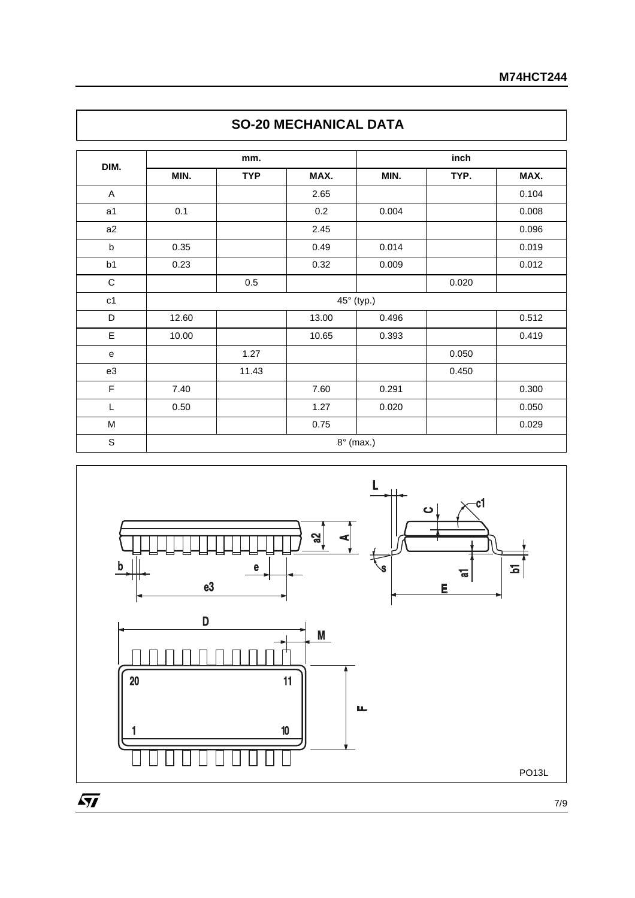## SO-20 MECHANICAL DATA

| DIM. | mm. | | | inch | | |
|---|---|---|---|---|---|---|
| | MIN. | TYP | MAX. | MIN. | TYP. | MAX. |
| A | | | 2.65 | | | 0.104 |
| a1 | 0.1 | | 0.2 | 0.004 | | 0.008 |
| a2 | | | 2.45 | | | 0.096 |
| b | 0.35 | | 0.49 | 0.014 | | 0.019 |
| b1 | 0.23 | | 0.32 | 0.009 | | 0.012 |
| C | | 0.5 | | | 0.020 | |
| c1 | 45° (typ.) | | | | | |
| D | 12.60 | | 13.00 | 0.496 | | 0.512 |
| E | 10.00 | | 10.65 | 0.393 | | 0.419 |
| e | | 1.27 | | | 0.050 | |
| e3 | | 11.43 | | | 0.450 | |
| F | 7.40 | | 7.60 | 0.291 | | 0.300 |
| L | 0.50 | | 1.27 | 0.020 | | 0.050 |
| M | | | 0.75 | | | 0.029 |
| S | 8° (max.) | | | | | |

PO13L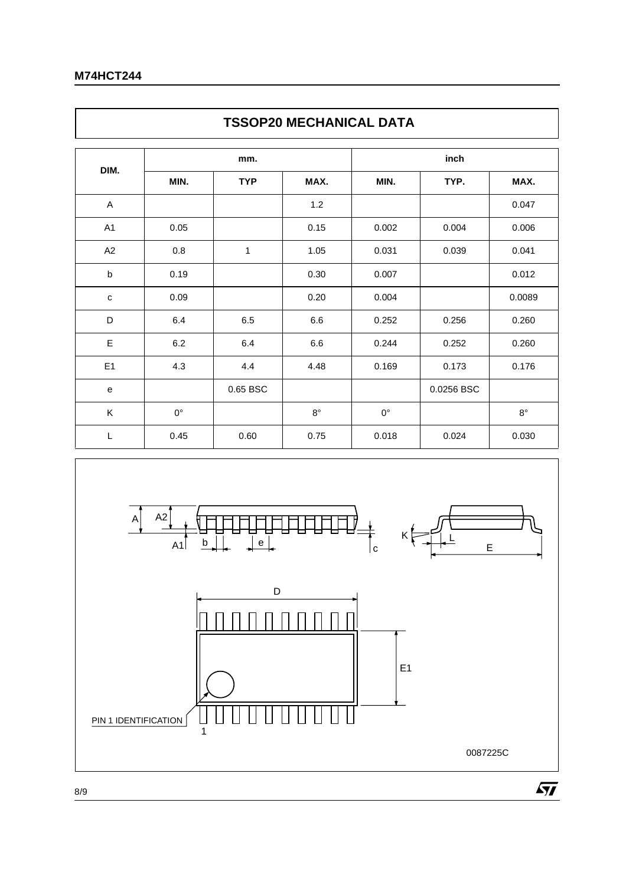## TSSOP20 MECHANICAL DATA

| DIM. | mm. | | | inch | | |
|---|---|---|---|---|---|---|
| | MIN. | TYP | MAX. | MIN. | TYP. | MAX. |
| A | | | 1.2 | | | 0.047 |
| A1 | 0.05 | | 0.15 | 0.002 | 0.004 | 0.006 |
| A2 | 0.8 | 1 | 1.05 | 0.031 | 0.039 | 0.041 |
| b | 0.19 | | 0.30 | 0.007 | | 0.012 |
| c | 0.09 | | 0.20 | 0.004 | | 0.0089 |
| D | 6.4 | 6.5 | 6.6 | 0.252 | 0.256 | 0.260 |
| E | 6.2 | 6.4 | 6.6 | 0.244 | 0.252 | 0.260 |
| E1 | 4.3 | 4.4 | 4.48 | 0.169 | 0.173 | 0.176 |
| e | | 0.65 BSC | | | 0.0256 BSC | |
| K | 0° | | 8° | 0° | | 8° |
| L | 0.45 | 0.60 | 0.75 | 0.018 | 0.024 | 0.030 |

0087225C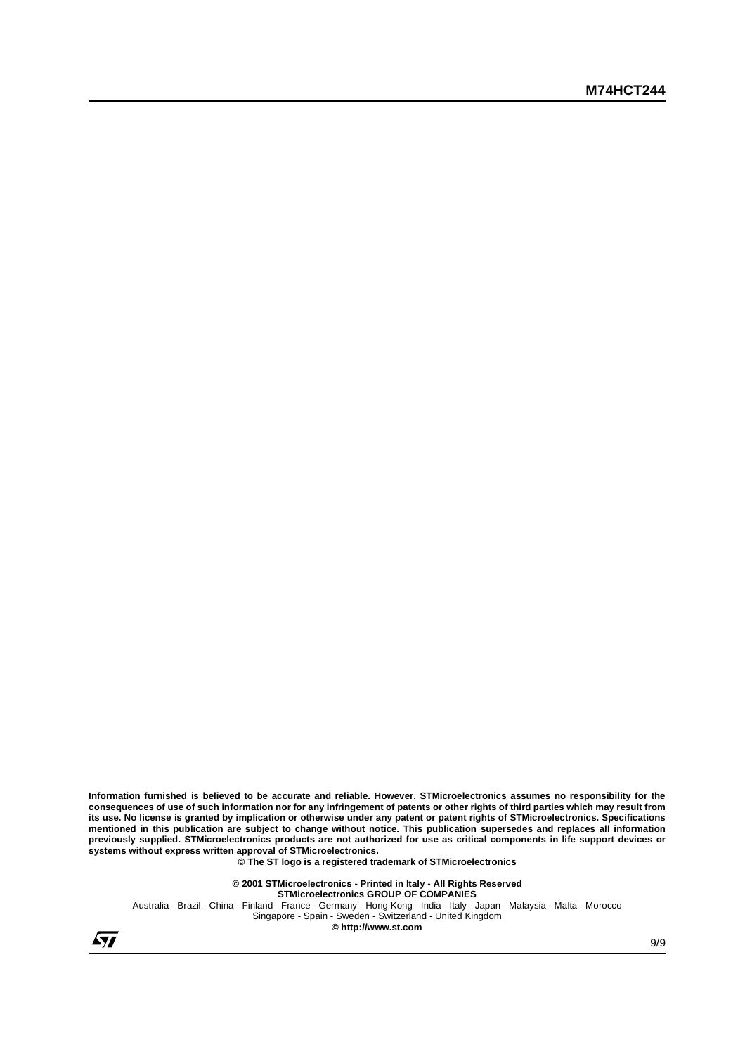**Information furnished is believed to be accurate and reliable. However, STMicroelectronics assumes no responsibility for the consequences of use of such information nor for any infringement of patents or other rights of third parties which may result from its use. No license is granted by implication or otherwise under any patent or patent rights of STMicroelectronics. Specifications mentioned in this publication are subject to change without notice. This publication supersedes and replaces all information previously supplied. STMicroelectronics products are not authorized for use as critical components in life support devices or systems without express written approval of STMicroelectronics.**

**© The ST logo is a registered trademark of STMicroelectronics**

**© 2001 STMicroelectronics - Printed in Italy - All Rights Reserved**

**STMicroelectronics GROUP OF COMPANIES**

Australia - Brazil - China - Finland - France - Germany - Hong Kong - India - Italy - Japan - Malaysia - Malta - Morocco
Singapore - Spain - Sweden - Switzerland - United Kingdom

**© http://www.st.com**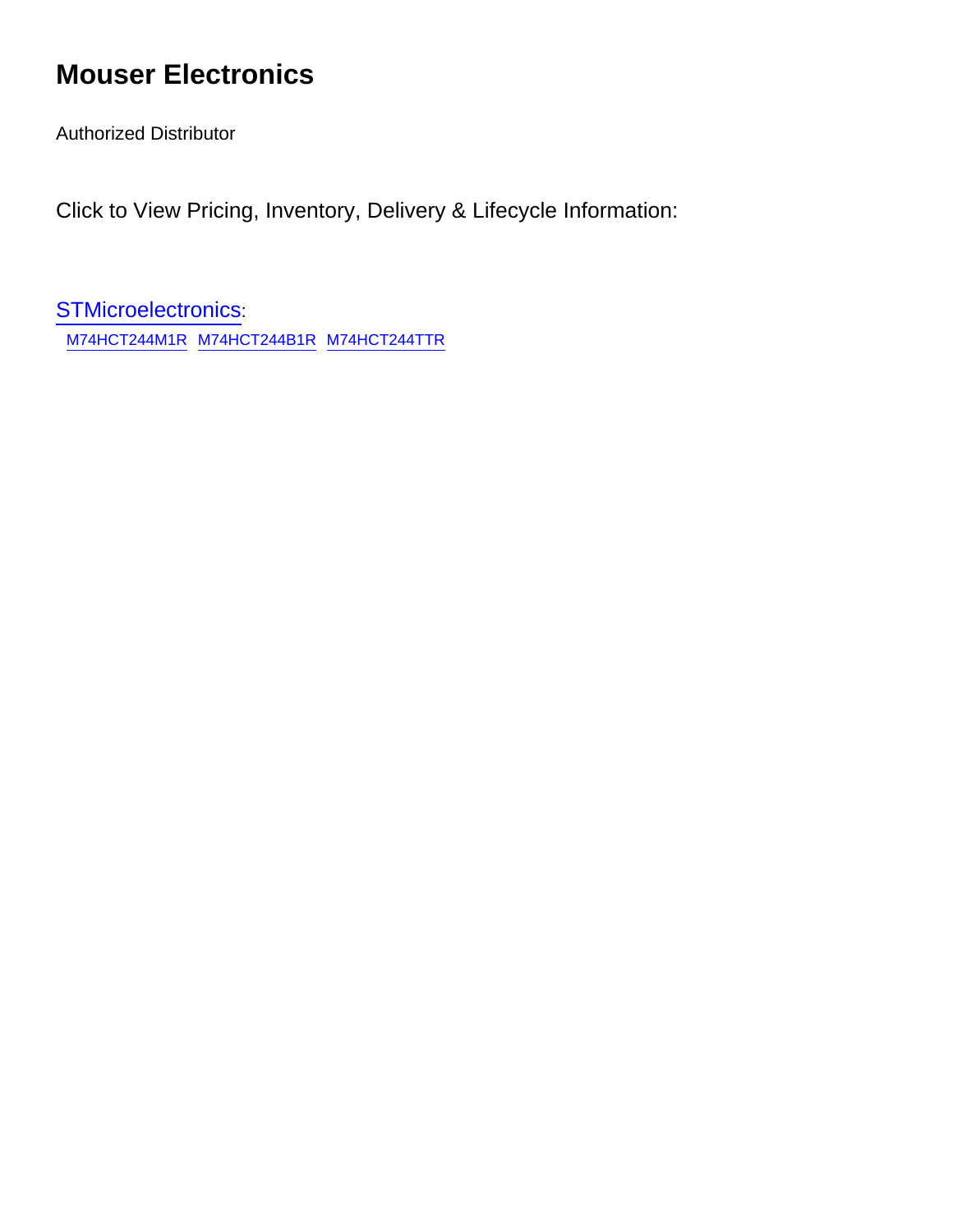# Mouser Electronics

Authorized Distributor

Click to View Pricing, Inventory, Delivery & Lifecycle Information:

STMicroelectronics:

M74HCT244M1R M74HCT244B1R M74HCT244TTR